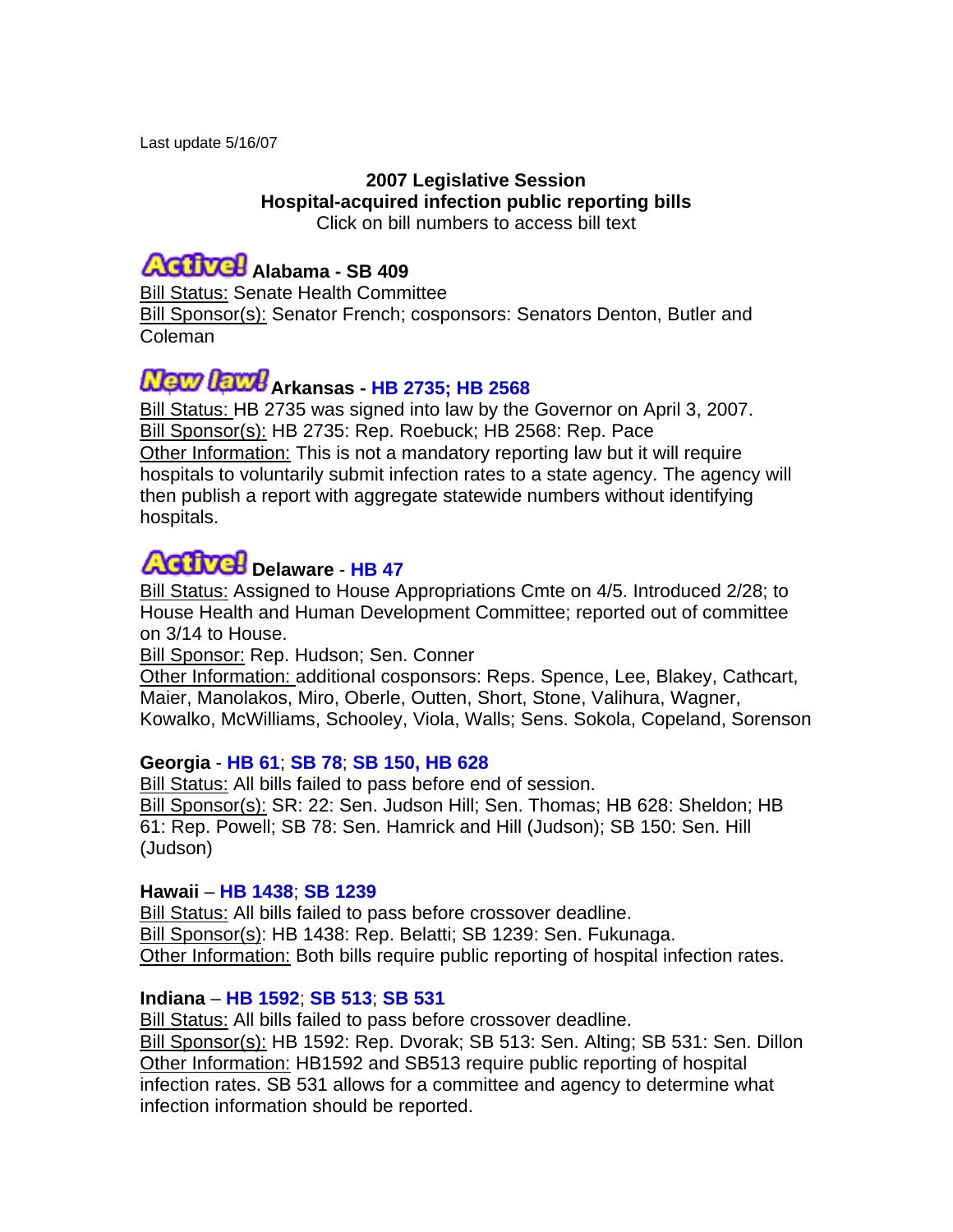Last update 5/16/07

**2007 Legislative Session**
**Hospital-acquired infection public reporting bills**
Click on bill numbers to access bill text

### Active! Alabama - SB 409

Bill Status: Senate Health Committee
Bill Sponsor(s): Senator French; cosponsors: Senators Denton, Butler and Coleman

### New law! Arkansas - HB 2735; HB 2568

Bill Status: HB 2735 was signed into law by the Governor on April 3, 2007.
Bill Sponsor(s): HB 2735: Rep. Roebuck; HB 2568: Rep. Pace
Other Information: This is not a mandatory reporting law but it will require hospitals to voluntarily submit infection rates to a state agency. The agency will then publish a report with aggregate statewide numbers without identifying hospitals.

### Active! Delaware - HB 47

Bill Status: Assigned to House Appropriations Cmte on 4/5. Introduced 2/28; to House Health and Human Development Committee; reported out of committee on 3/14 to House.
Bill Sponsor: Rep. Hudson; Sen. Conner
Other Information: additional cosponsors: Reps. Spence, Lee, Blakey, Cathcart, Maier, Manolakos, Miro, Oberle, Outten, Short, Stone, Valihura, Wagner, Kowalko, McWilliams, Schooley, Viola, Walls; Sens. Sokola, Copeland, Sorenson

### Georgia - HB 61; SB 78; SB 150, HB 628

Bill Status: All bills failed to pass before end of session.
Bill Sponsor(s): SR: 22: Sen. Judson Hill; Sen. Thomas; HB 628: Sheldon; HB 61: Rep. Powell; SB 78: Sen. Hamrick and Hill (Judson); SB 150: Sen. Hill (Judson)

### Hawaii – HB 1438; SB 1239

Bill Status: All bills failed to pass before crossover deadline.
Bill Sponsor(s): HB 1438: Rep. Belatti; SB 1239: Sen. Fukunaga.
Other Information: Both bills require public reporting of hospital infection rates.

### Indiana – HB 1592; SB 513; SB 531

Bill Status: All bills failed to pass before crossover deadline.
Bill Sponsor(s): HB 1592: Rep. Dvorak; SB 513: Sen. Alting; SB 531: Sen. Dillon
Other Information: HB1592 and SB513 require public reporting of hospital infection rates. SB 531 allows for a committee and agency to determine what infection information should be reported.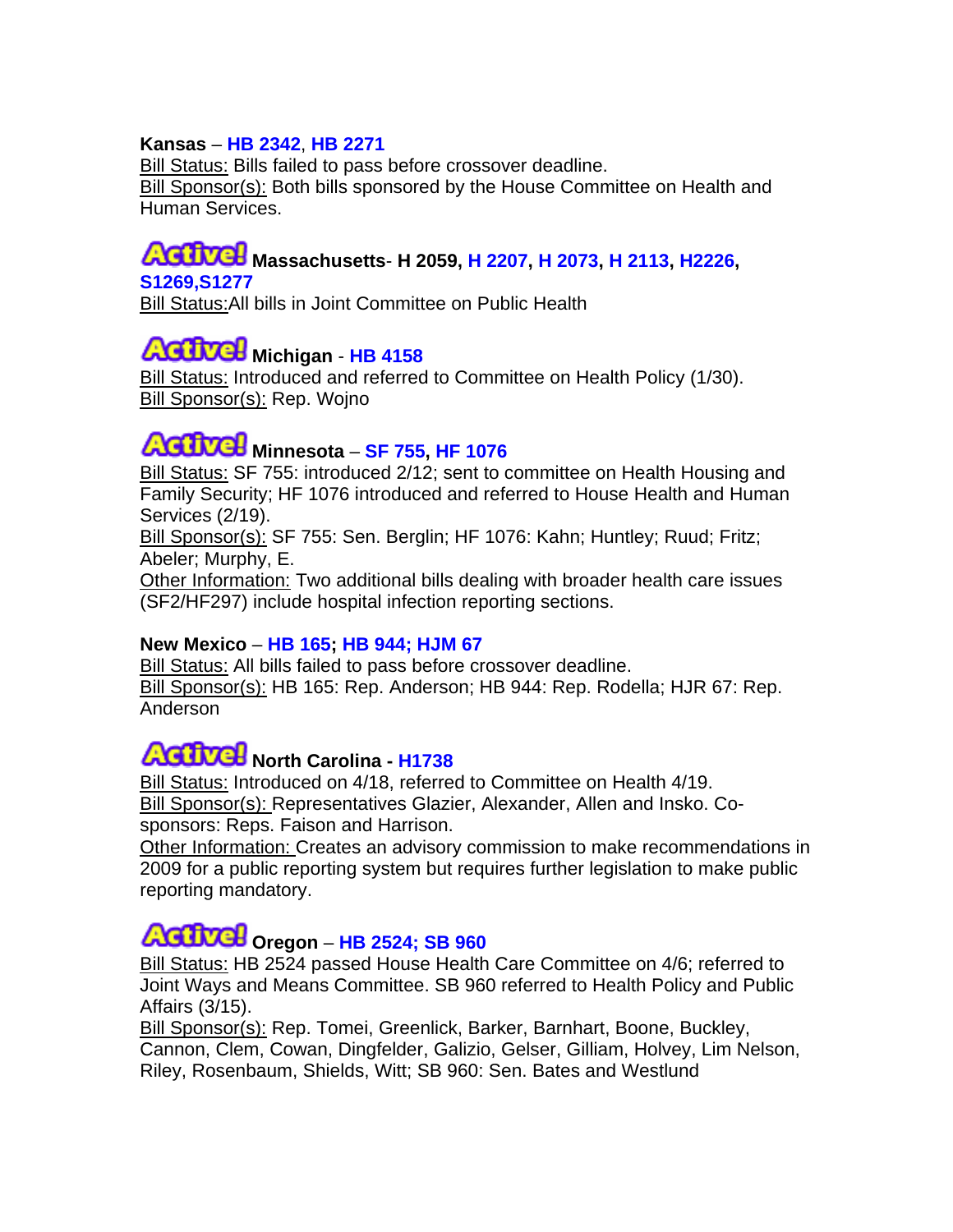**Kansas** – **HB 2342**, **HB 2271**
Bill Status: Bills failed to pass before crossover deadline.
Bill Sponsor(s): Both bills sponsored by the House Committee on Health and Human Services.

**Active! Massachusetts- H 2059, H 2207, H 2073, H 2113, H2226, S1269,S1277**
Bill Status:All bills in Joint Committee on Public Health

**Active! Michigan - HB 4158**
Bill Status: Introduced and referred to Committee on Health Policy (1/30).
Bill Sponsor(s): Rep. Wojno

**Active! Minnesota – SF 755, HF 1076**
Bill Status: SF 755: introduced 2/12; sent to committee on Health Housing and Family Security; HF 1076 introduced and referred to House Health and Human Services (2/19).
Bill Sponsor(s): SF 755: Sen. Berglin; HF 1076: Kahn; Huntley; Ruud; Fritz; Abeler; Murphy, E.
Other Information: Two additional bills dealing with broader health care issues (SF2/HF297) include hospital infection reporting sections.

**New Mexico – HB 165; HB 944; HJM 67**
Bill Status: All bills failed to pass before crossover deadline.
Bill Sponsor(s): HB 165: Rep. Anderson; HB 944: Rep. Rodella; HJR 67: Rep. Anderson

**Active! North Carolina - H1738**
Bill Status: Introduced on 4/18, referred to Committee on Health 4/19.
Bill Sponsor(s): Representatives Glazier, Alexander, Allen and Insko. Co-sponsors: Reps. Faison and Harrison.
Other Information: Creates an advisory commission to make recommendations in 2009 for a public reporting system but requires further legislation to make public reporting mandatory.

**Active! Oregon – HB 2524; SB 960**
Bill Status: HB 2524 passed House Health Care Committee on 4/6; referred to Joint Ways and Means Committee. SB 960 referred to Health Policy and Public Affairs (3/15).
Bill Sponsor(s): Rep. Tomei, Greenlick, Barker, Barnhart, Boone, Buckley, Cannon, Clem, Cowan, Dingfelder, Galizio, Gelser, Gilliam, Holvey, Lim Nelson, Riley, Rosenbaum, Shields, Witt; SB 960: Sen. Bates and Westlund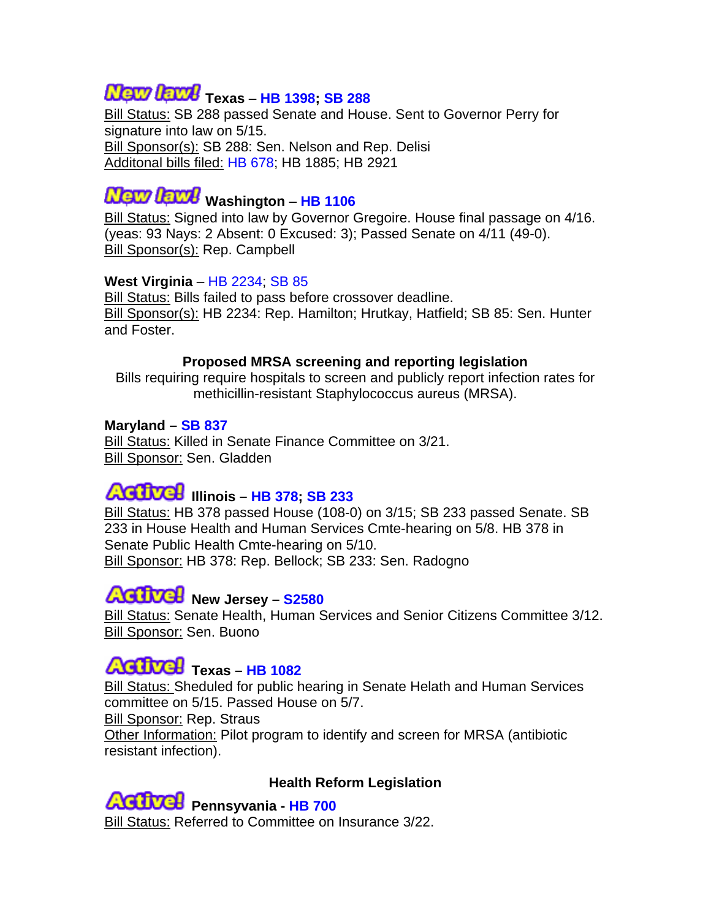**New law! Texas – HB 1398; SB 288**
Bill Status: SB 288 passed Senate and House. Sent to Governor Perry for signature into law on 5/15.
Bill Sponsor(s): SB 288: Sen. Nelson and Rep. Delisi
Additonal bills filed: HB 678; HB 1885; HB 2921

**New law! Washington – HB 1106**
Bill Status: Signed into law by Governor Gregoire. House final passage on 4/16. (yeas: 93 Nays: 2 Absent: 0 Excused: 3); Passed Senate on 4/11 (49-0).
Bill Sponsor(s): Rep. Campbell

**West Virginia** – HB 2234; SB 85
Bill Status: Bills failed to pass before crossover deadline.
Bill Sponsor(s): HB 2234: Rep. Hamilton; Hrutkay, Hatfield; SB 85: Sen. Hunter and Foster.

### Proposed MRSA screening and reporting legislation

Bills requiring require hospitals to screen and publicly report infection rates for methicillin-resistant Staphylococcus aureus (MRSA).

**Maryland – SB 837**
Bill Status: Killed in Senate Finance Committee on 3/21.
Bill Sponsor: Sen. Gladden

**Active! Illinois – HB 378; SB 233**
Bill Status: HB 378 passed House (108-0) on 3/15; SB 233 passed Senate. SB 233 in House Health and Human Services Cmte-hearing on 5/8. HB 378 in Senate Public Health Cmte-hearing on 5/10.
Bill Sponsor: HB 378: Rep. Bellock; SB 233: Sen. Radogno

**Active! New Jersey – S2580**
Bill Status: Senate Health, Human Services and Senior Citizens Committee 3/12.
Bill Sponsor: Sen. Buono

**Active! Texas – HB 1082**
Bill Status: Sheduled for public hearing in Senate Helath and Human Services committee on 5/15. Passed House on 5/7.
Bill Sponsor: Rep. Straus
Other Information: Pilot program to identify and screen for MRSA (antibiotic resistant infection).

### Health Reform Legislation

**Active! Pennsyvania - HB 700**
Bill Status: Referred to Committee on Insurance 3/22.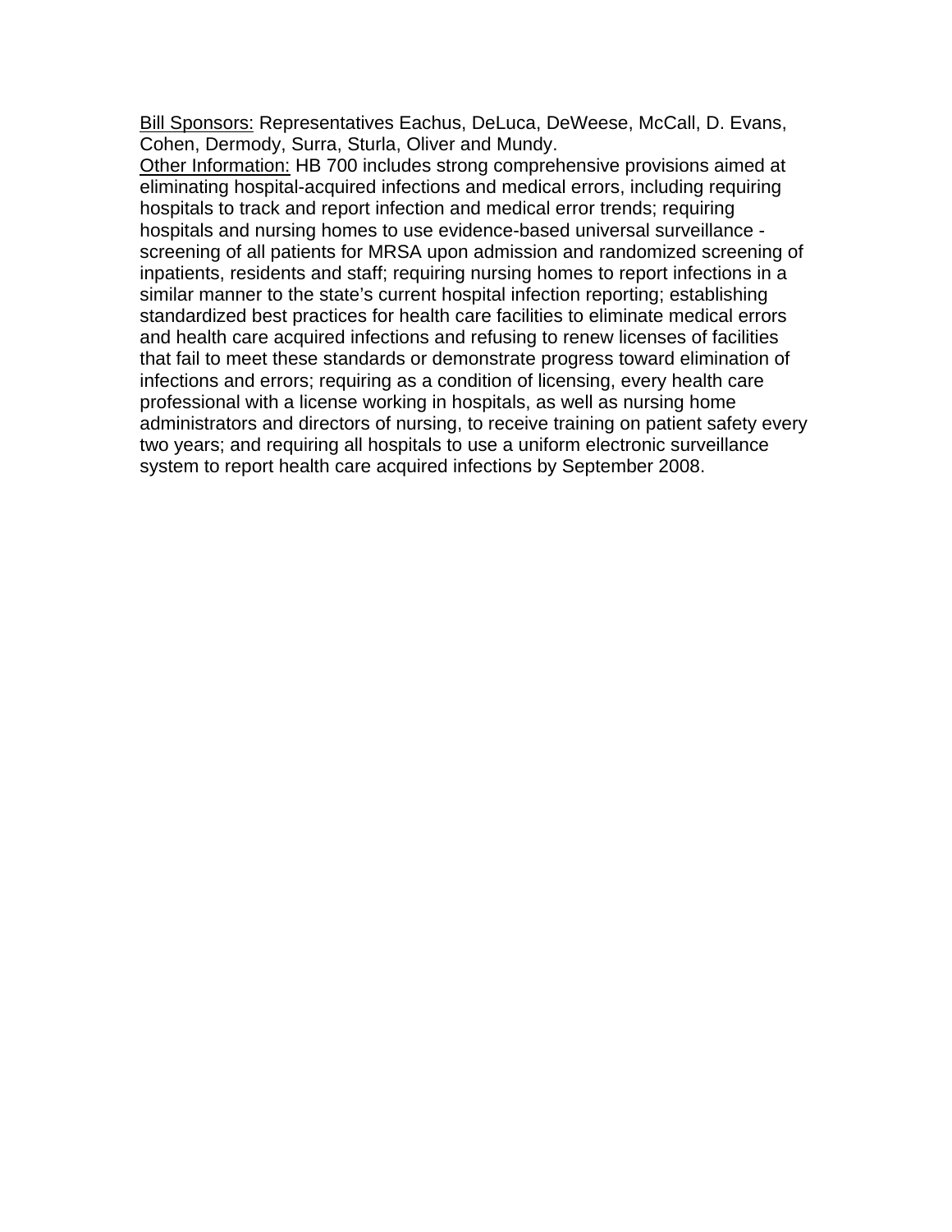Bill Sponsors: Representatives Eachus, DeLuca, DeWeese, McCall, D. Evans, Cohen, Dermody, Surra, Sturla, Oliver and Mundy.

Other Information: HB 700 includes strong comprehensive provisions aimed at eliminating hospital-acquired infections and medical errors, including requiring hospitals to track and report infection and medical error trends; requiring hospitals and nursing homes to use evidence-based universal surveillance - screening of all patients for MRSA upon admission and randomized screening of inpatients, residents and staff; requiring nursing homes to report infections in a similar manner to the state's current hospital infection reporting; establishing standardized best practices for health care facilities to eliminate medical errors and health care acquired infections and refusing to renew licenses of facilities that fail to meet these standards or demonstrate progress toward elimination of infections and errors; requiring as a condition of licensing, every health care professional with a license working in hospitals, as well as nursing home administrators and directors of nursing, to receive training on patient safety every two years; and requiring all hospitals to use a uniform electronic surveillance system to report health care acquired infections by September 2008.